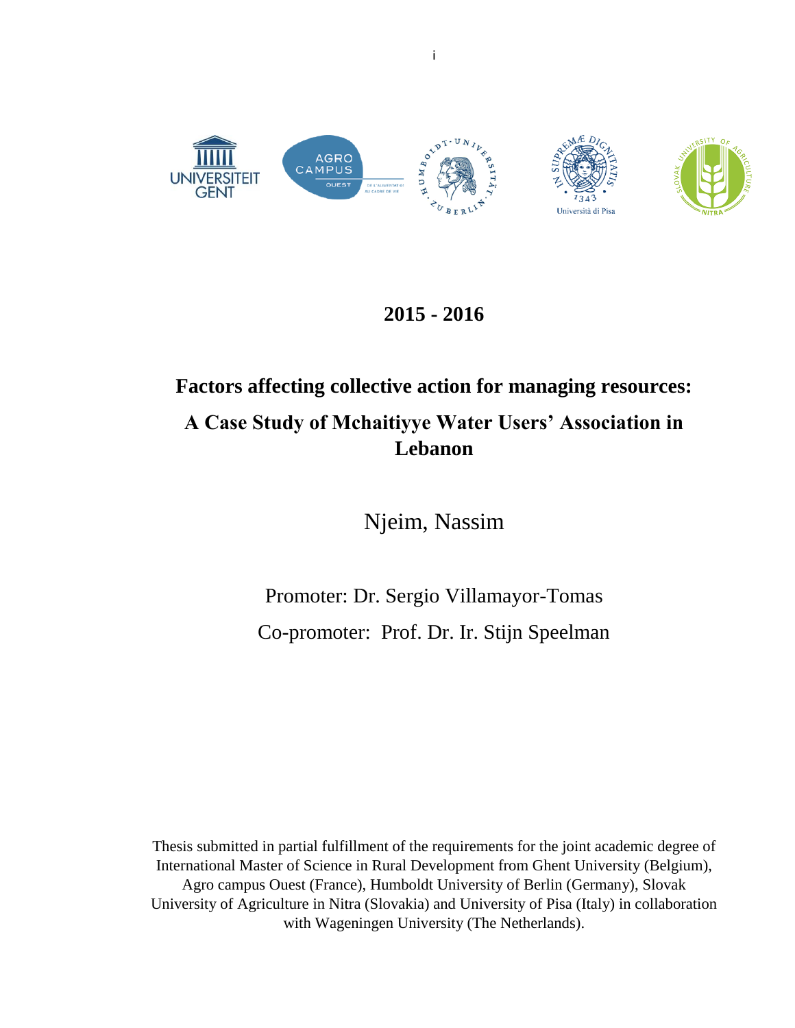**2015 - 2016**

# Factors affecting collective action for managing resources: A Case Study of Mchaitiyye Water Users' Association in Lebanon

Njeim, Nassim

Promoter: Dr. Sergio Villamayor-Tomas

Co-promoter: Prof. Dr. Ir. Stijn Speelman

Thesis submitted in partial fulfillment of the requirements for the joint academic degree of International Master of Science in Rural Development from Ghent University (Belgium), Agro campus Ouest (France), Humboldt University of Berlin (Germany), Slovak University of Agriculture in Nitra (Slovakia) and University of Pisa (Italy) in collaboration with Wageningen University (The Netherlands).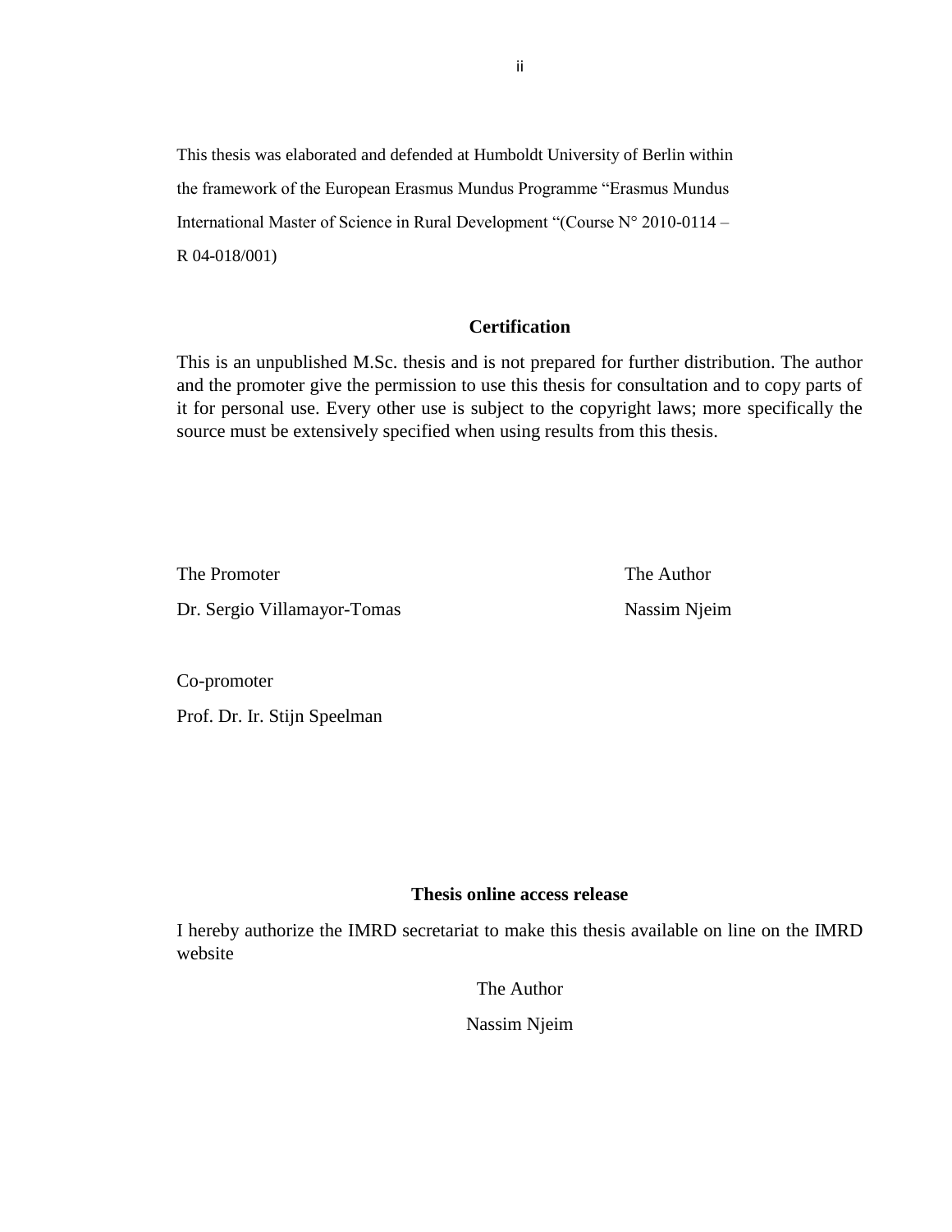This thesis was elaborated and defended at Humboldt University of Berlin within the framework of the European Erasmus Mundus Programme "Erasmus Mundus International Master of Science in Rural Development "(Course N° 2010-0114 – R 04-018/001)

## Certification

This is an unpublished M.Sc. thesis and is not prepared for further distribution. The author and the promoter give the permission to use this thesis for consultation and to copy parts of it for personal use. Every other use is subject to the copyright laws; more specifically the source must be extensively specified when using results from this thesis.

The Promoter

Dr. Sergio Villamayor-Tomas

The Author

Nassim Njeim

Co-promoter

Prof. Dr. Ir. Stijn Speelman

## Thesis online access release

I hereby authorize the IMRD secretariat to make this thesis available on line on the IMRD website

The Author

Nassim Njeim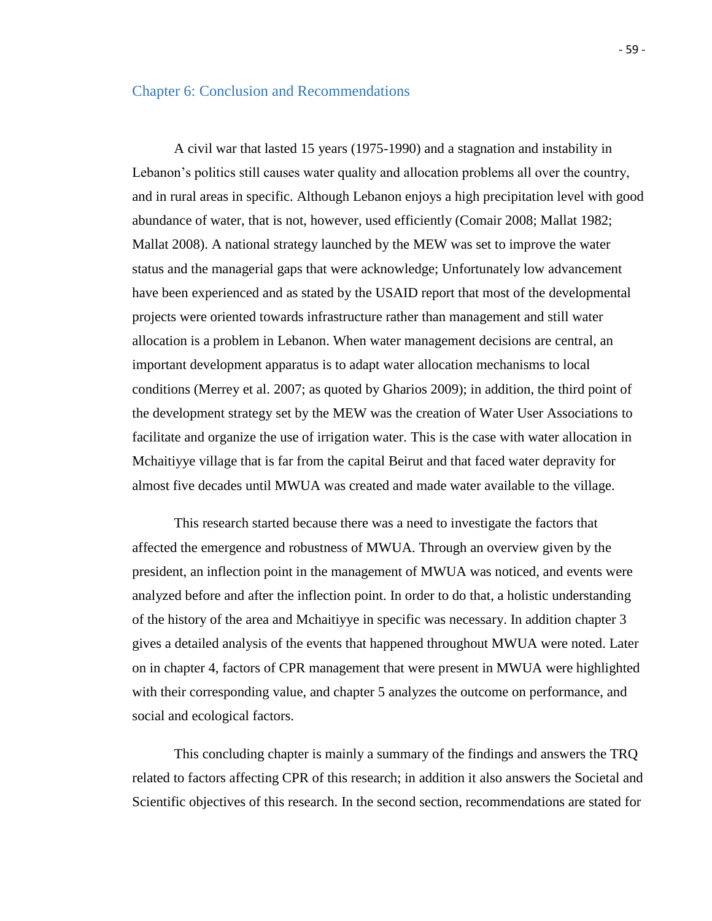## Chapter 6: Conclusion and Recommendations

A civil war that lasted 15 years (1975-1990) and a stagnation and instability in Lebanon's politics still causes water quality and allocation problems all over the country, and in rural areas in specific. Although Lebanon enjoys a high precipitation level with good abundance of water, that is not, however, used efficiently (Comair 2008; Mallat 1982; Mallat 2008). A national strategy launched by the MEW was set to improve the water status and the managerial gaps that were acknowledge; Unfortunately low advancement have been experienced and as stated by the USAID report that most of the developmental projects were oriented towards infrastructure rather than management and still water allocation is a problem in Lebanon. When water management decisions are central, an important development apparatus is to adapt water allocation mechanisms to local conditions (Merrey et al. 2007; as quoted by Gharios 2009); in addition, the third point of the development strategy set by the MEW was the creation of Water User Associations to facilitate and organize the use of irrigation water. This is the case with water allocation in Mchaitiyye village that is far from the capital Beirut and that faced water depravity for almost five decades until MWUA was created and made water available to the village.

This research started because there was a need to investigate the factors that affected the emergence and robustness of MWUA. Through an overview given by the president, an inflection point in the management of MWUA was noticed, and events were analyzed before and after the inflection point. In order to do that, a holistic understanding of the history of the area and Mchaitiyye in specific was necessary. In addition chapter 3 gives a detailed analysis of the events that happened throughout MWUA were noted. Later on in chapter 4, factors of CPR management that were present in MWUA were highlighted with their corresponding value, and chapter 5 analyzes the outcome on performance, and social and ecological factors.

This concluding chapter is mainly a summary of the findings and answers the TRQ related to factors affecting CPR of this research; in addition it also answers the Societal and Scientific objectives of this research. In the second section, recommendations are stated for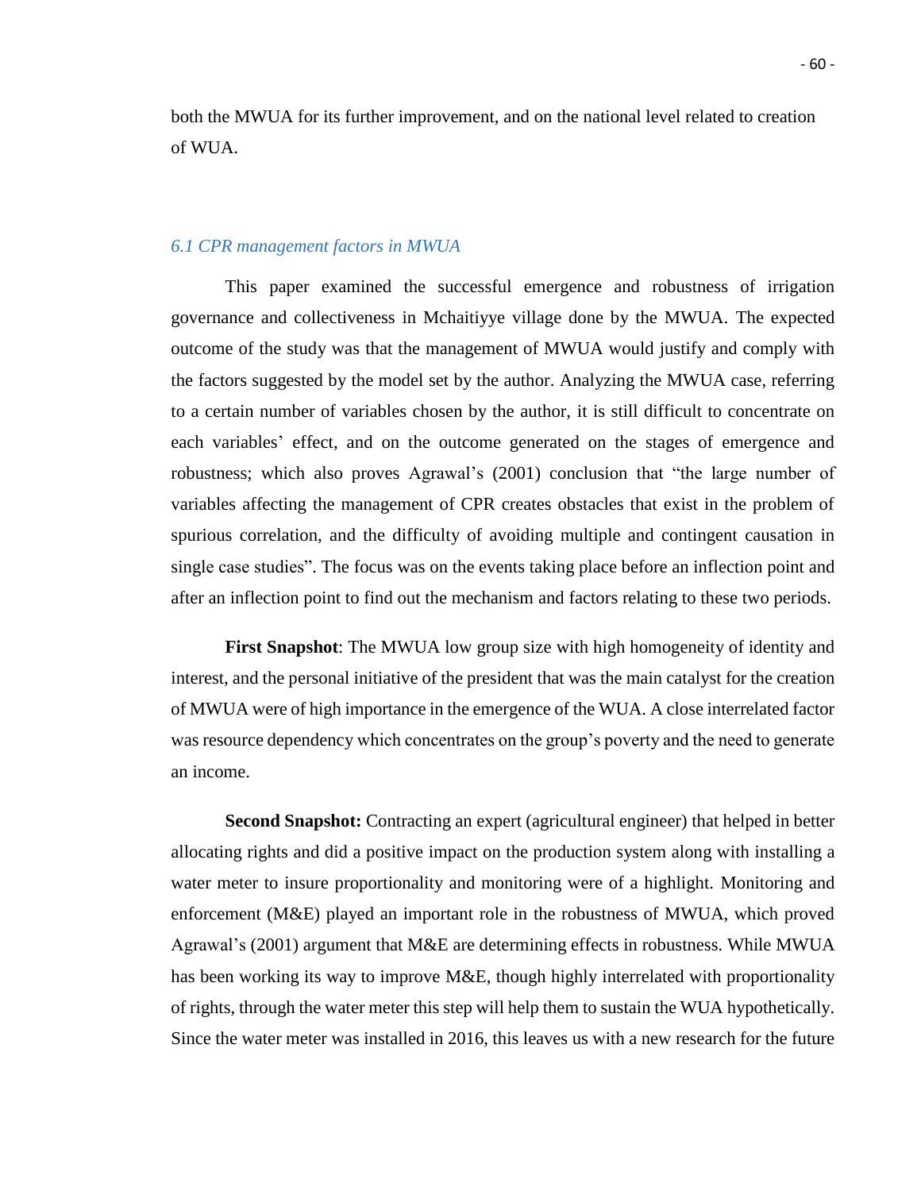both the MWUA for its further improvement, and on the national level related to creation of WUA.

### *6.1 CPR management factors in MWUA*

This paper examined the successful emergence and robustness of irrigation governance and collectiveness in Mchaitiyye village done by the MWUA. The expected outcome of the study was that the management of MWUA would justify and comply with the factors suggested by the model set by the author. Analyzing the MWUA case, referring to a certain number of variables chosen by the author, it is still difficult to concentrate on each variables' effect, and on the outcome generated on the stages of emergence and robustness; which also proves Agrawal's (2001) conclusion that "the large number of variables affecting the management of CPR creates obstacles that exist in the problem of spurious correlation, and the difficulty of avoiding multiple and contingent causation in single case studies". The focus was on the events taking place before an inflection point and after an inflection point to find out the mechanism and factors relating to these two periods.

**First Snapshot**: The MWUA low group size with high homogeneity of identity and interest, and the personal initiative of the president that was the main catalyst for the creation of MWUA were of high importance in the emergence of the WUA. A close interrelated factor was resource dependency which concentrates on the group's poverty and the need to generate an income.

**Second Snapshot:** Contracting an expert (agricultural engineer) that helped in better allocating rights and did a positive impact on the production system along with installing a water meter to insure proportionality and monitoring were of a highlight. Monitoring and enforcement (M&E) played an important role in the robustness of MWUA, which proved Agrawal's (2001) argument that M&E are determining effects in robustness. While MWUA has been working its way to improve M&E, though highly interrelated with proportionality of rights, through the water meter this step will help them to sustain the WUA hypothetically. Since the water meter was installed in 2016, this leaves us with a new research for the future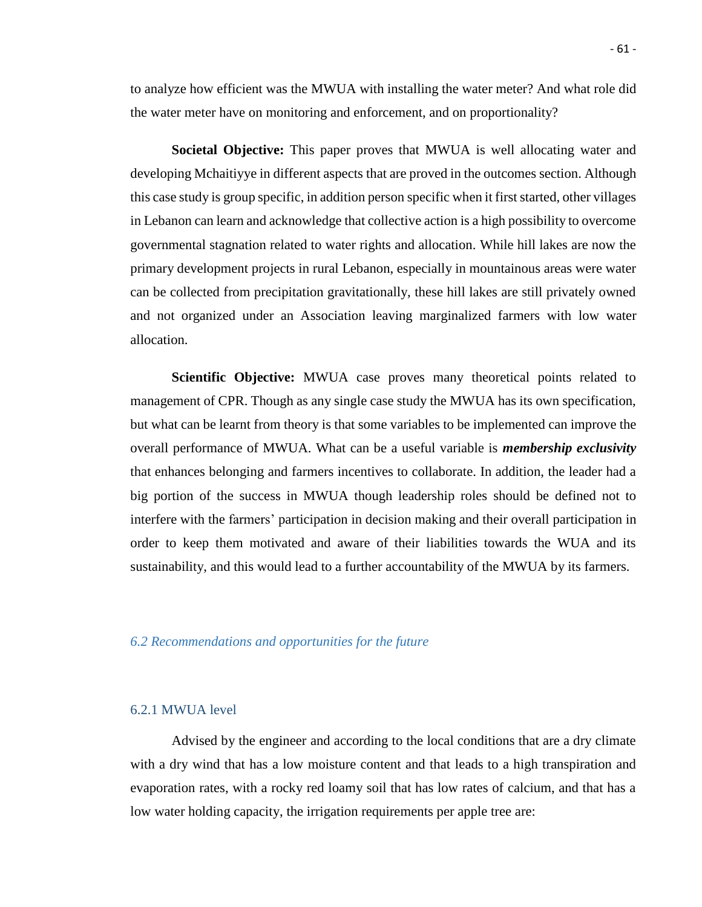to analyze how efficient was the MWUA with installing the water meter? And what role did the water meter have on monitoring and enforcement, and on proportionality?

**Societal Objective:** This paper proves that MWUA is well allocating water and developing Mchaitiyye in different aspects that are proved in the outcomes section. Although this case study is group specific, in addition person specific when it first started, other villages in Lebanon can learn and acknowledge that collective action is a high possibility to overcome governmental stagnation related to water rights and allocation. While hill lakes are now the primary development projects in rural Lebanon, especially in mountainous areas were water can be collected from precipitation gravitationally, these hill lakes are still privately owned and not organized under an Association leaving marginalized farmers with low water allocation.

**Scientific Objective:** MWUA case proves many theoretical points related to management of CPR. Though as any single case study the MWUA has its own specification, but what can be learnt from theory is that some variables to be implemented can improve the overall performance of MWUA. What can be a useful variable is ***membership exclusivity*** that enhances belonging and farmers incentives to collaborate. In addition, the leader had a big portion of the success in MWUA though leadership roles should be defined not to interfere with the farmers' participation in decision making and their overall participation in order to keep them motivated and aware of their liabilities towards the WUA and its sustainability, and this would lead to a further accountability of the MWUA by its farmers.

## *6.2 Recommendations and opportunities for the future*

### 6.2.1 MWUA level

Advised by the engineer and according to the local conditions that are a dry climate with a dry wind that has a low moisture content and that leads to a high transpiration and evaporation rates, with a rocky red loamy soil that has low rates of calcium, and that has a low water holding capacity, the irrigation requirements per apple tree are: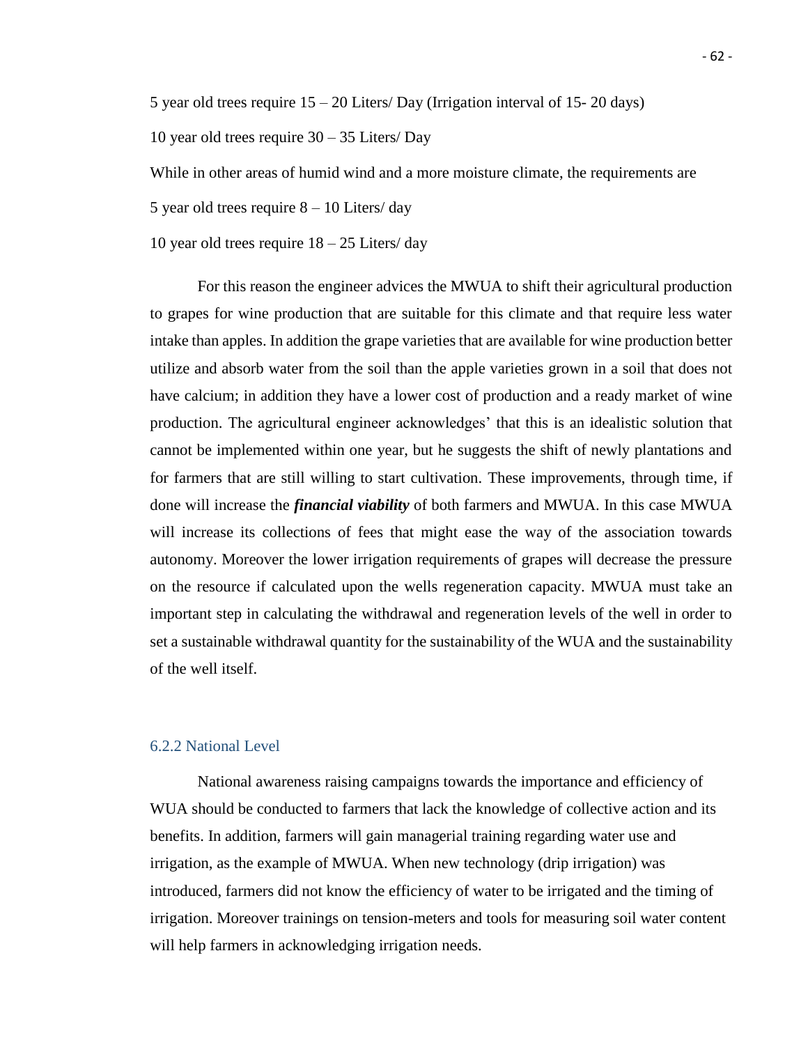5 year old trees require 15 – 20 Liters/ Day (Irrigation interval of 15- 20 days)

10 year old trees require 30 – 35 Liters/ Day

While in other areas of humid wind and a more moisture climate, the requirements are

5 year old trees require 8 – 10 Liters/ day

10 year old trees require 18 – 25 Liters/ day

For this reason the engineer advices the MWUA to shift their agricultural production to grapes for wine production that are suitable for this climate and that require less water intake than apples. In addition the grape varieties that are available for wine production better utilize and absorb water from the soil than the apple varieties grown in a soil that does not have calcium; in addition they have a lower cost of production and a ready market of wine production. The agricultural engineer acknowledges' that this is an idealistic solution that cannot be implemented within one year, but he suggests the shift of newly plantations and for farmers that are still willing to start cultivation. These improvements, through time, if done will increase the ***financial viability*** of both farmers and MWUA. In this case MWUA will increase its collections of fees that might ease the way of the association towards autonomy. Moreover the lower irrigation requirements of grapes will decrease the pressure on the resource if calculated upon the wells regeneration capacity. MWUA must take an important step in calculating the withdrawal and regeneration levels of the well in order to set a sustainable withdrawal quantity for the sustainability of the WUA and the sustainability of the well itself.

### 6.2.2 National Level

National awareness raising campaigns towards the importance and efficiency of WUA should be conducted to farmers that lack the knowledge of collective action and its benefits. In addition, farmers will gain managerial training regarding water use and irrigation, as the example of MWUA. When new technology (drip irrigation) was introduced, farmers did not know the efficiency of water to be irrigated and the timing of irrigation. Moreover trainings on tension-meters and tools for measuring soil water content will help farmers in acknowledging irrigation needs.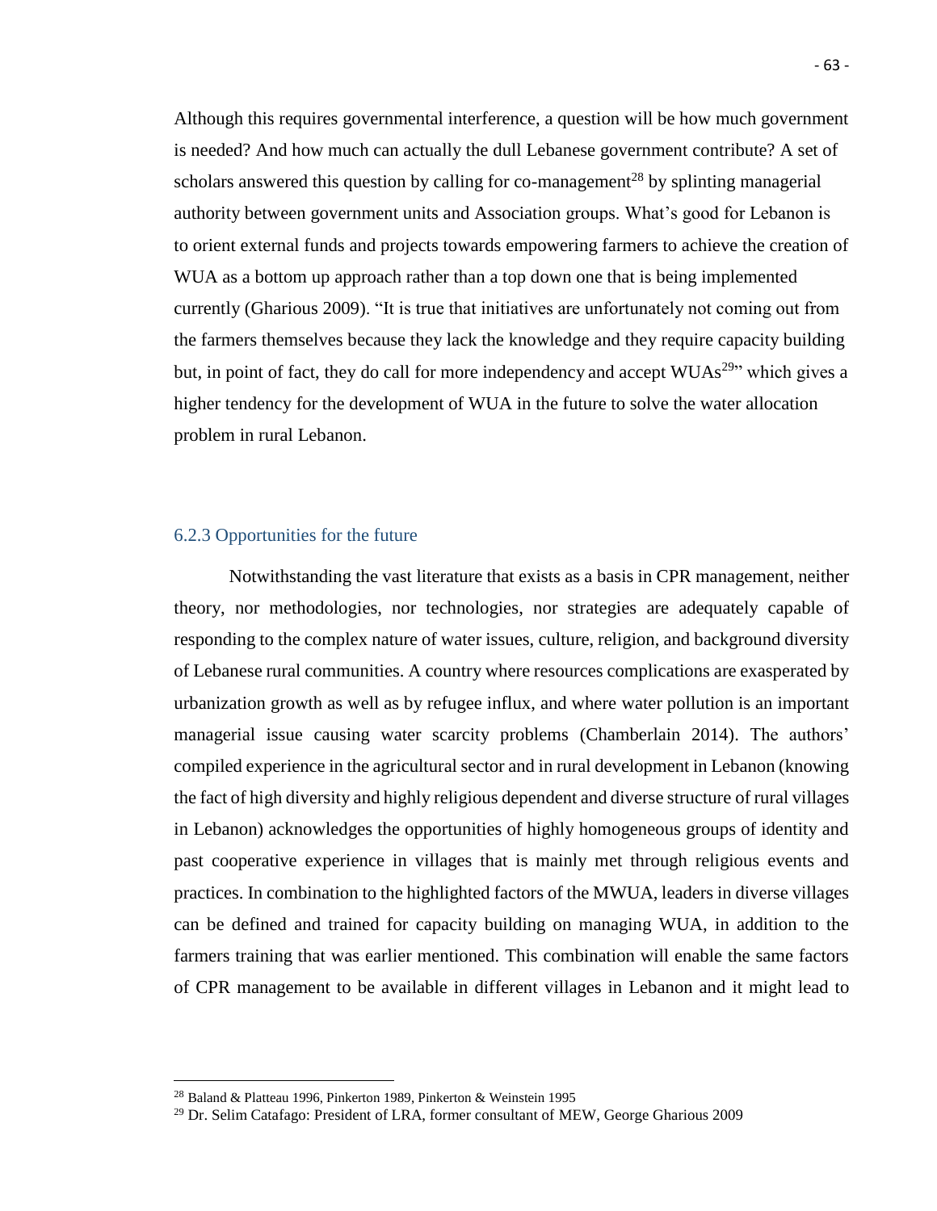Although this requires governmental interference, a question will be how much government is needed? And how much can actually the dull Lebanese government contribute? A set of scholars answered this question by calling for co-management[28] by splinting managerial authority between government units and Association groups. What's good for Lebanon is to orient external funds and projects towards empowering farmers to achieve the creation of WUA as a bottom up approach rather than a top down one that is being implemented currently (Gharious 2009). "It is true that initiatives are unfortunately not coming out from the farmers themselves because they lack the knowledge and they require capacity building but, in point of fact, they do call for more independency and accept WUAs[29]" which gives a higher tendency for the development of WUA in the future to solve the water allocation problem in rural Lebanon.

### 6.2.3 Opportunities for the future

Notwithstanding the vast literature that exists as a basis in CPR management, neither theory, nor methodologies, nor technologies, nor strategies are adequately capable of responding to the complex nature of water issues, culture, religion, and background diversity of Lebanese rural communities. A country where resources complications are exasperated by urbanization growth as well as by refugee influx, and where water pollution is an important managerial issue causing water scarcity problems (Chamberlain 2014). The authors' compiled experience in the agricultural sector and in rural development in Lebanon (knowing the fact of high diversity and highly religious dependent and diverse structure of rural villages in Lebanon) acknowledges the opportunities of highly homogeneous groups of identity and past cooperative experience in villages that is mainly met through religious events and practices. In combination to the highlighted factors of the MWUA, leaders in diverse villages can be defined and trained for capacity building on managing WUA, in addition to the farmers training that was earlier mentioned. This combination will enable the same factors of CPR management to be available in different villages in Lebanon and it might lead to

---

[28] Baland & Platteau 1996, Pinkerton 1989, Pinkerton & Weinstein 1995

[29] Dr. Selim Catafago: President of LRA, former consultant of MEW, George Gharious 2009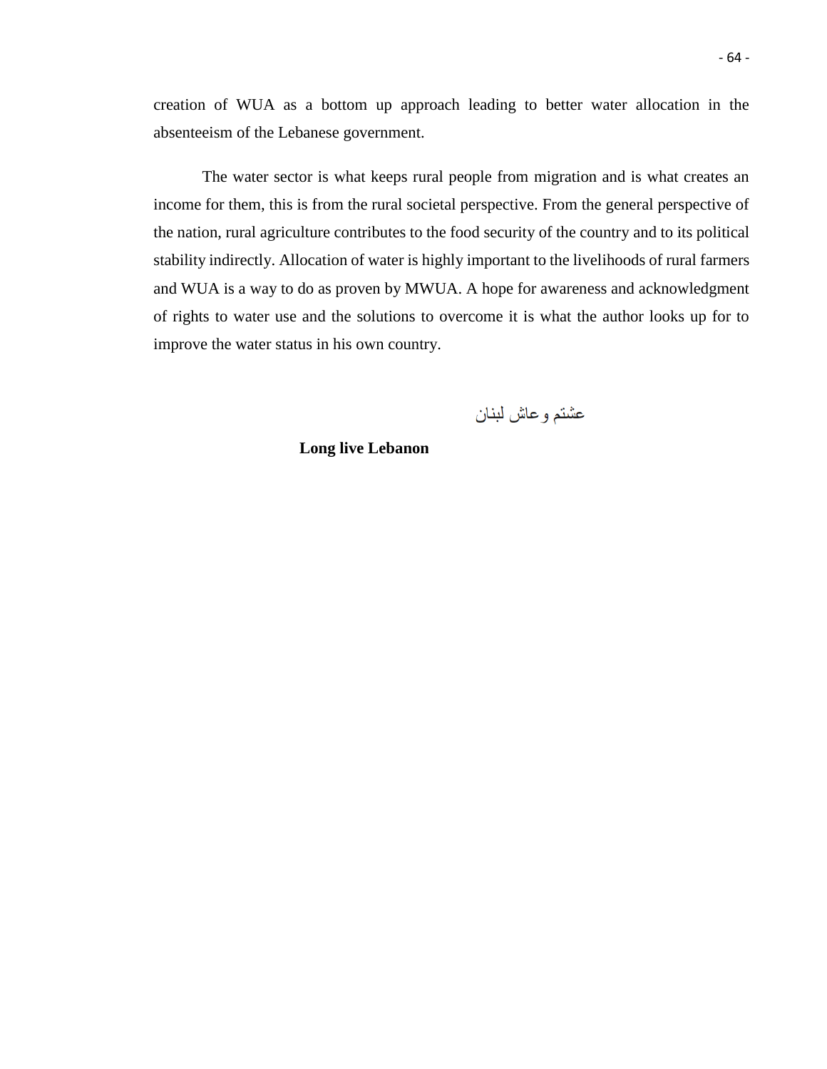creation of WUA as a bottom up approach leading to better water allocation in the absenteeism of the Lebanese government.

The water sector is what keeps rural people from migration and is what creates an income for them, this is from the rural societal perspective. From the general perspective of the nation, rural agriculture contributes to the food security of the country and to its political stability indirectly. Allocation of water is highly important to the livelihoods of rural farmers and WUA is a way to do as proven by MWUA. A hope for awareness and acknowledgment of rights to water use and the solutions to overcome it is what the author looks up for to improve the water status in his own country.

عشتم وعاش لبنان

**Long live Lebanon**